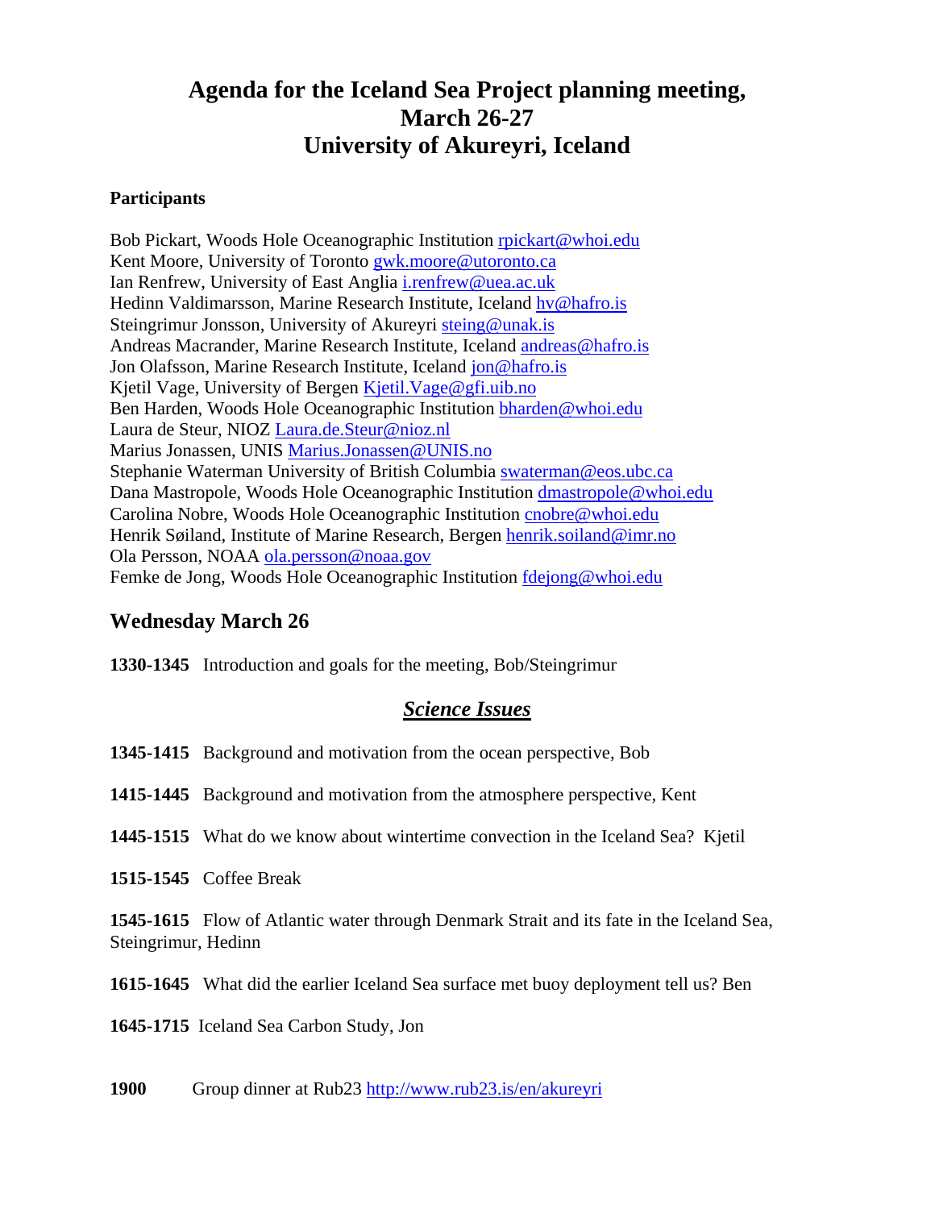# Agenda for the Iceland Sea Project planning meeting, March 26-27 University of Akureyri, Iceland

**Participants**

Bob Pickart, Woods Hole Oceanographic Institution rpickart@whoi.edu
Kent Moore, University of Toronto gwk.moore@utoronto.ca
Ian Renfrew, University of East Anglia i.renfrew@uea.ac.uk
Hedinn Valdimarsson, Marine Research Institute, Iceland hv@hafro.is
Steingrimur Jonsson, University of Akureyri steing@unak.is
Andreas Macrander, Marine Research Institute, Iceland andreas@hafro.is
Jon Olafsson, Marine Research Institute, Iceland jon@hafro.is
Kjetil Vage, University of Bergen Kjetil.Vage@gfi.uib.no
Ben Harden, Woods Hole Oceanographic Institution bharden@whoi.edu
Laura de Steur, NIOZ Laura.de.Steur@nioz.nl
Marius Jonassen, UNIS Marius.Jonassen@UNIS.no
Stephanie Waterman University of British Columbia swaterman@eos.ubc.ca
Dana Mastropole, Woods Hole Oceanographic Institution dmastropole@whoi.edu
Carolina Nobre, Woods Hole Oceanographic Institution cnobre@whoi.edu
Henrik Søiland, Institute of Marine Research, Bergen henrik.soiland@imr.no
Ola Persson, NOAA ola.persson@noaa.gov
Femke de Jong, Woods Hole Oceanographic Institution fdejong@whoi.edu

## Wednesday March 26

**1330-1345** Introduction and goals for the meeting, Bob/Steingrimur

### ***Science Issues***

**1345-1415** Background and motivation from the ocean perspective, Bob

**1415-1445** Background and motivation from the atmosphere perspective, Kent

**1445-1515** What do we know about wintertime convection in the Iceland Sea? Kjetil

**1515-1545** Coffee Break

**1545-1615** Flow of Atlantic water through Denmark Strait and its fate in the Iceland Sea, Steingrimur, Hedinn

**1615-1645** What did the earlier Iceland Sea surface met buoy deployment tell us? Ben

**1645-1715** Iceland Sea Carbon Study, Jon

**1900** Group dinner at Rub23 http://www.rub23.is/en/akureyri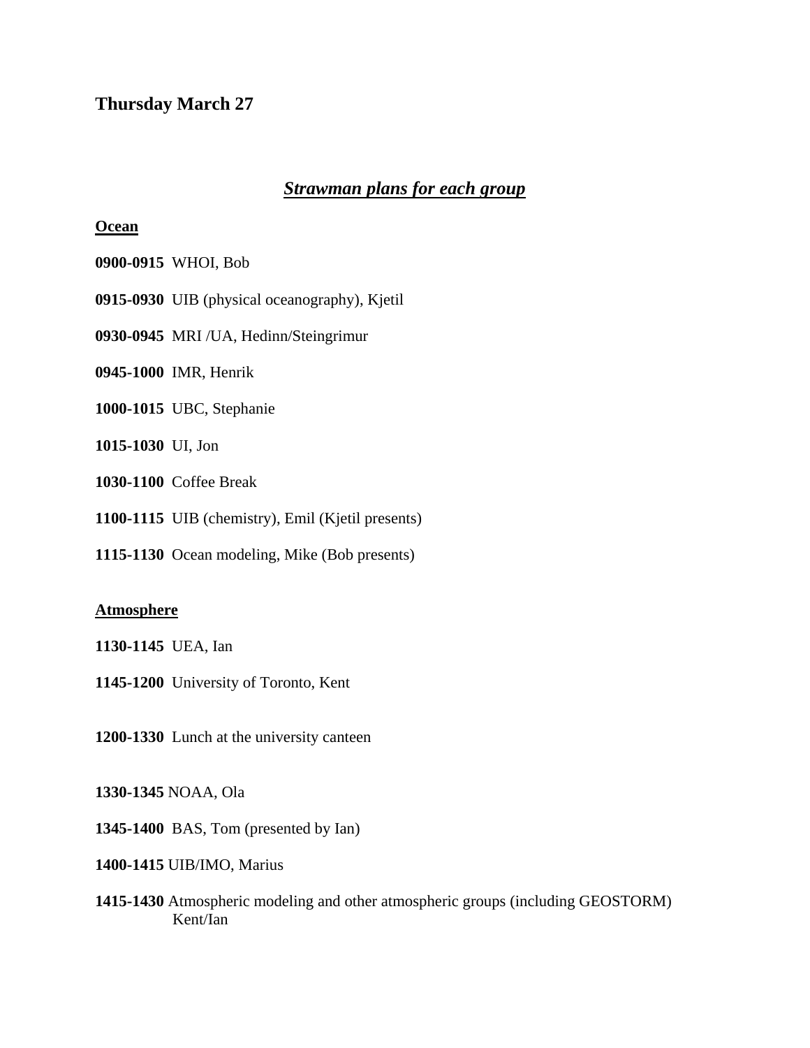## Thursday March 27

### *Strawman plans for each group*

**Ocean**

**0900-0915** WHOI, Bob

**0915-0930** UIB (physical oceanography), Kjetil

**0930-0945** MRI /UA, Hedinn/Steingrimur

**0945-1000** IMR, Henrik

**1000-1015** UBC, Stephanie

**1015-1030** UI, Jon

**1030-1100** Coffee Break

**1100-1115** UIB (chemistry), Emil (Kjetil presents)

**1115-1130** Ocean modeling, Mike (Bob presents)

**Atmosphere**

**1130-1145** UEA, Ian

**1145-1200** University of Toronto, Kent

**1200-1330** Lunch at the university canteen

**1330-1345** NOAA, Ola

**1345-1400** BAS, Tom (presented by Ian)

**1400-1415** UIB/IMO, Marius

**1415-1430** Atmospheric modeling and other atmospheric groups (including GEOSTORM) Kent/Ian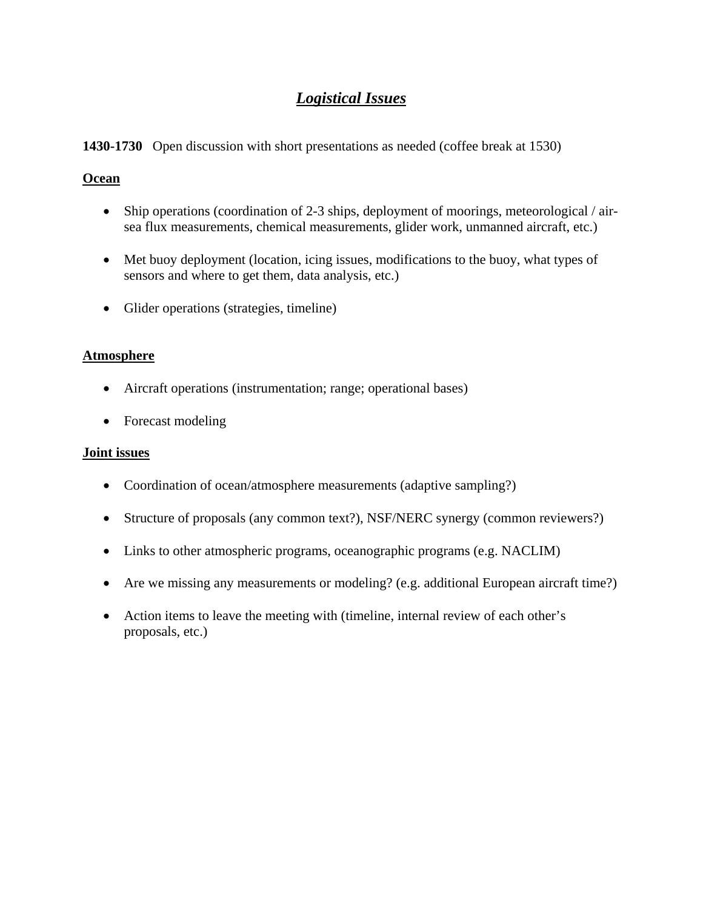# ***Logistical Issues***

**1430-1730** Open discussion with short presentations as needed (coffee break at 1530)

**Ocean**

- Ship operations (coordination of 2-3 ships, deployment of moorings, meteorological / air-sea flux measurements, chemical measurements, glider work, unmanned aircraft, etc.)
- Met buoy deployment (location, icing issues, modifications to the buoy, what types of sensors and where to get them, data analysis, etc.)
- Glider operations (strategies, timeline)

**Atmosphere**

- Aircraft operations (instrumentation; range; operational bases)
- Forecast modeling

**Joint issues**

- Coordination of ocean/atmosphere measurements (adaptive sampling?)
- Structure of proposals (any common text?), NSF/NERC synergy (common reviewers?)
- Links to other atmospheric programs, oceanographic programs (e.g. NACLIM)
- Are we missing any measurements or modeling? (e.g. additional European aircraft time?)
- Action items to leave the meeting with (timeline, internal review of each other's proposals, etc.)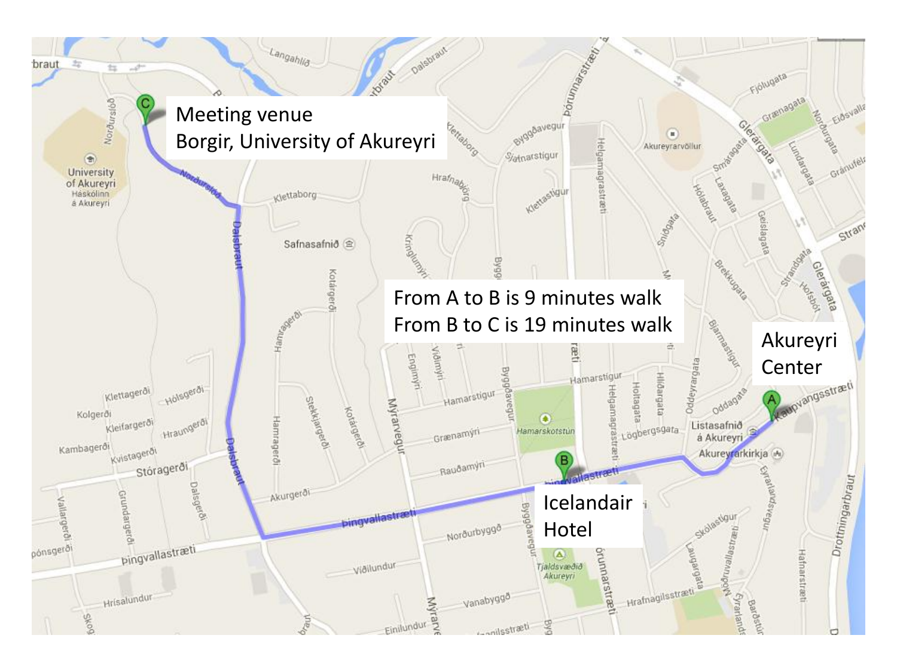Meeting venue
Borgir, University of Akureyri

From A to B is 9 minutes walk
From B to C is 19 minutes walk

Akureyri
Center

Icelandair
Hotel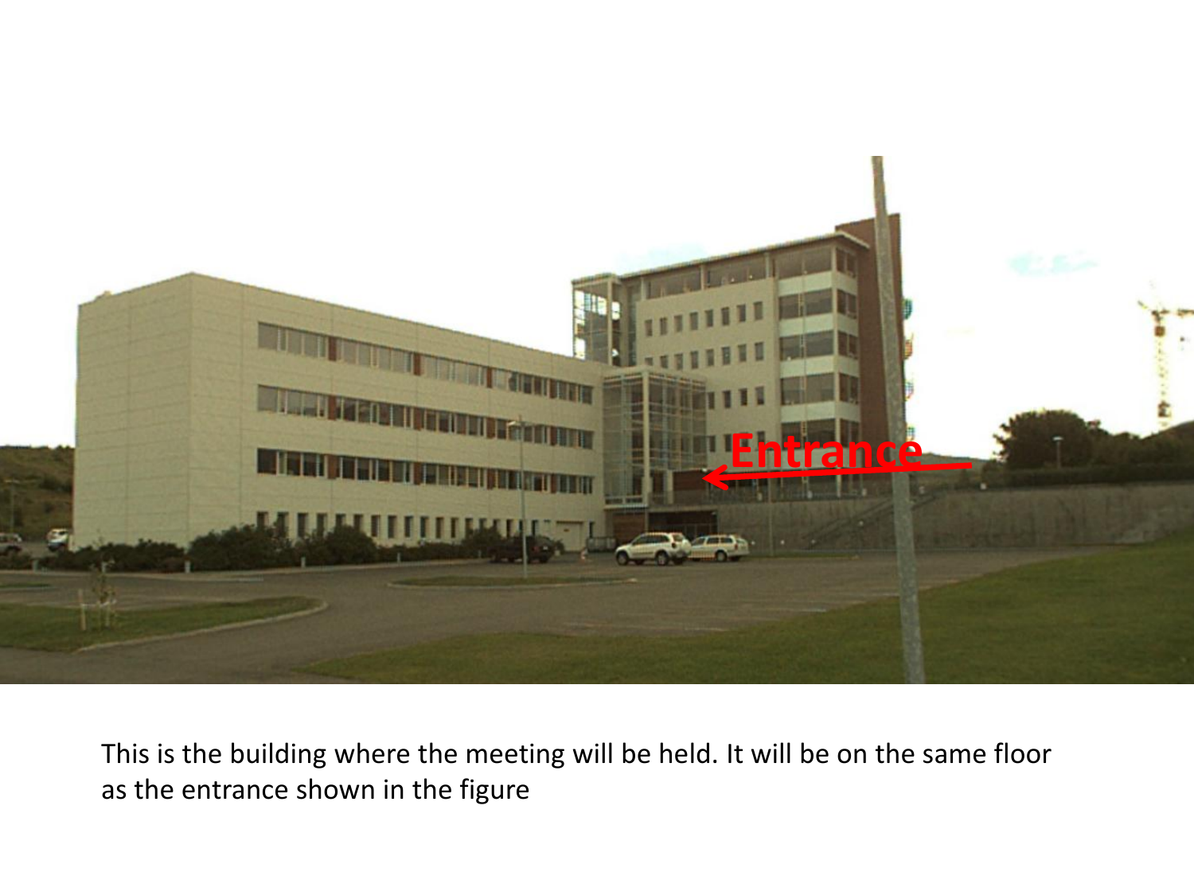This is the building where the meeting will be held. It will be on the same floor as the entrance shown in the figure